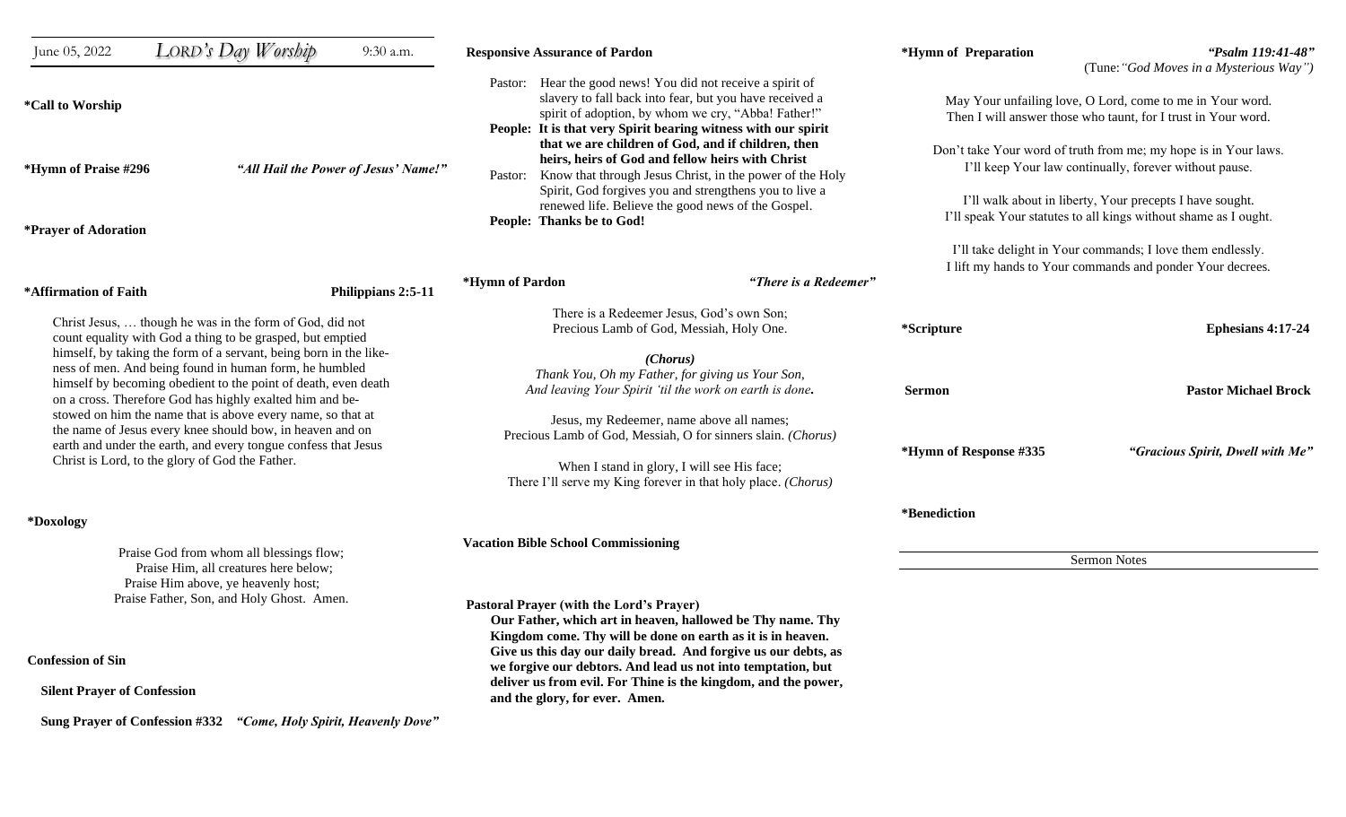June 05, 2022 — *LORD's Day Worship* — 9:30 a.m.

**\*Call to Worship**

**\*Hymn of Praise #296** — ***"All Hail the Power of Jesus' Name!"***

**\*Prayer of Adoration**

**\*Affirmation of Faith** — **Philippians 2:5-11**

Christ Jesus, … though he was in the form of God, did not count equality with God a thing to be grasped, but emptied himself, by taking the form of a servant, being born in the likeness of men. And being found in human form, he humbled himself by becoming obedient to the point of death, even death on a cross. Therefore God has highly exalted him and bestowed on him the name that is above every name, so that at the name of Jesus every knee should bow, in heaven and on earth and under the earth, and every tongue confess that Jesus Christ is Lord, to the glory of God the Father.

**\*Doxology**

Praise God from whom all blessings flow;
Praise Him, all creatures here below;
Praise Him above, ye heavenly host;
Praise Father, Son, and Holy Ghost. Amen.

**Confession of Sin**

**Silent Prayer of Confession**

**Sung Prayer of Confession #332** — ***"Come, Holy Spirit, Heavenly Dove"***

**Responsive Assurance of Pardon**

Pastor: Hear the good news! You did not receive a spirit of slavery to fall back into fear, but you have received a spirit of adoption, by whom we cry, "Abba! Father!"

**People: It is that very Spirit bearing witness with our spirit that we are children of God, and if children, then heirs, heirs of God and fellow heirs with Christ**

Pastor: Know that through Jesus Christ, in the power of the Holy Spirit, God forgives you and strengthens you to live a renewed life. Believe the good news of the Gospel.

**People: Thanks be to God!**

**\*Hymn of Pardon** — ***"There is a Redeemer"***

There is a Redeemer Jesus, God's own Son;
Precious Lamb of God, Messiah, Holy One.

***(Chorus)***
*Thank You, Oh my Father, for giving us Your Son,*
*And leaving Your Spirit 'til the work on earth is done.*

Jesus, my Redeemer, name above all names;
Precious Lamb of God, Messiah, O for sinners slain. *(Chorus)*

When I stand in glory, I will see His face;
There I'll serve my King forever in that holy place. *(Chorus)*

**Vacation Bible School Commissioning**

**Pastoral Prayer (with the Lord's Prayer)**

**Our Father, which art in heaven, hallowed be Thy name. Thy Kingdom come. Thy will be done on earth as it is in heaven. Give us this day our daily bread. And forgive us our debts, as we forgive our debtors. And lead us not into temptation, but deliver us from evil. For Thine is the kingdom, and the power, and the glory, for ever. Amen.**

**\*Hymn of Preparation** — ***"Psalm 119:41-48"***
(Tune: *"God Moves in a Mysterious Way"*)

May Your unfailing love, O Lord, come to me in Your word.
Then I will answer those who taunt, for I trust in Your word.

Don't take Your word of truth from me; my hope is in Your laws.
I'll keep Your law continually, forever without pause.

I'll walk about in liberty, Your precepts I have sought.
I'll speak Your statutes to all kings without shame as I ought.

I'll take delight in Your commands; I love them endlessly.
I lift my hands to Your commands and ponder Your decrees.

**\*Scripture** — **Ephesians 4:17-24**

**Sermon** — **Pastor Michael Brock**

**\*Hymn of Response #335** — ***"Gracious Spirit, Dwell with Me"***

**\*Benediction**

Sermon Notes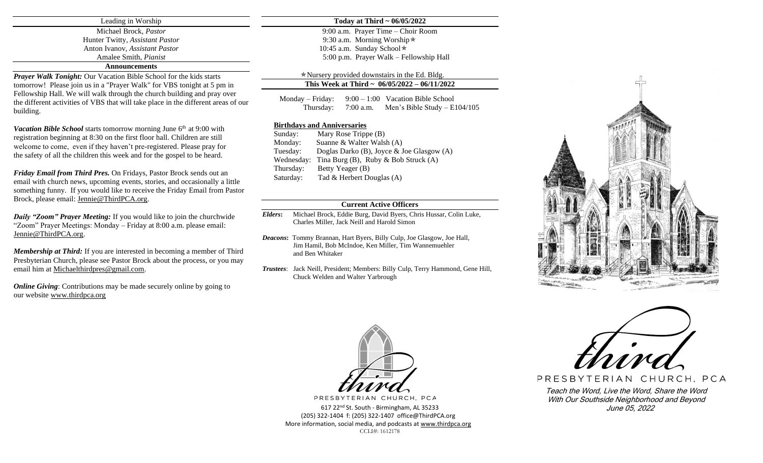## Leading in Worship

Michael Brock, *Pastor*
Hunter Twitty, *Assistant Pastor*
Anton Ivanov, *Assistant Pastor*
Amalee Smith, *Pianist*

## Announcements

***Prayer Walk Tonight:*** Our Vacation Bible School for the kids starts tomorrow! Please join us in a "Prayer Walk" for VBS tonight at 5 pm in Fellowship Hall. We will walk through the church building and pray over the different activities of VBS that will take place in the different areas of our building.

***Vacation Bible School*** starts tomorrow morning June 6th at 9:00 with registration beginning at 8:30 on the first floor hall. Children are still welcome to come, even if they haven't pre-registered. Please pray for the safety of all the children this week and for the gospel to be heard.

***Friday Email from Third Pres.*** On Fridays, Pastor Brock sends out an email with church news, upcoming events, stories, and occasionally a little something funny. If you would like to receive the Friday Email from Pastor Brock, please email: Jennie@ThirdPCA.org.

***Daily "Zoom" Prayer Meeting:*** If you would like to join the churchwide "Zoom" Prayer Meetings: Monday – Friday at 8:00 a.m. please email: Jennie@ThirdPCA.org.

***Membership at Third:*** If you are interested in becoming a member of Third Presbyterian Church, please see Pastor Brock about the process, or you may email him at Michaelthirdpres@gmail.com.

***Online Giving***: Contributions may be made securely online by going to our website www.thirdpca.org

## Today at Third ~ 06/05/2022

9:00 a.m. Prayer Time – Choir Room
9:30 a.m. Morning Worship*
10:45 a.m. Sunday School*
5:00 p.m. Prayer Walk – Fellowship Hall

*Nursery provided downstairs in the Ed. Bldg.

## This Week at Third ~ 06/05/2022 – 06/11/2022

| | | |
|---|---|---|
| Monday – Friday: | 9:00 – 1:00 | Vacation Bible School |
| Thursday: | 7:00 a.m. | Men's Bible Study – E104/105 |

**Birthdays and Anniversaries**

| | |
|---|---|
| Sunday: | Mary Rose Trippe (B) |
| Monday: | Suanne & Walter Walsh (A) |
| Tuesday: | Doglas Darko (B), Joyce & Joe Glasgow (A) |
| Wednesday: | Tina Burg (B), Ruby & Bob Struck (A) |
| Thursday: | Betty Yeager (B) |
| Saturday: | Tad & Herbert Douglas (A) |

## Current Active Officers

***Elders*:** Michael Brock, Eddie Burg, David Byers, Chris Hussar, Colin Luke, Charles Miller, Jack Neill and Harold Simon

***Deacons*:** Tommy Brannan, Hart Byers, Billy Culp, Joe Glasgow, Joe Hall, Jim Hamil, Bob McIndoe, Ken Miller, Tim Wannemuehler and Ben Whitaker

***Trustees***: Jack Neill, President; Members: Billy Culp, Terry Hammond, Gene Hill, Chuck Welden and Walter Yarbrough

third
PRESBYTERIAN CHURCH, PCA

617 22nd St. South - Birmingham, AL 35233
(205) 322-1404 f: (205) 322-1407 office@ThirdPCA.org
More information, social media, and podcasts at www.thirdpca.org
CCLI#: 1612178

third
PRESBYTERIAN CHURCH, PCA

*Teach the Word, Live the Word, Share the Word*
*With Our Southside Neighborhood and Beyond*
*June 05, 2022*